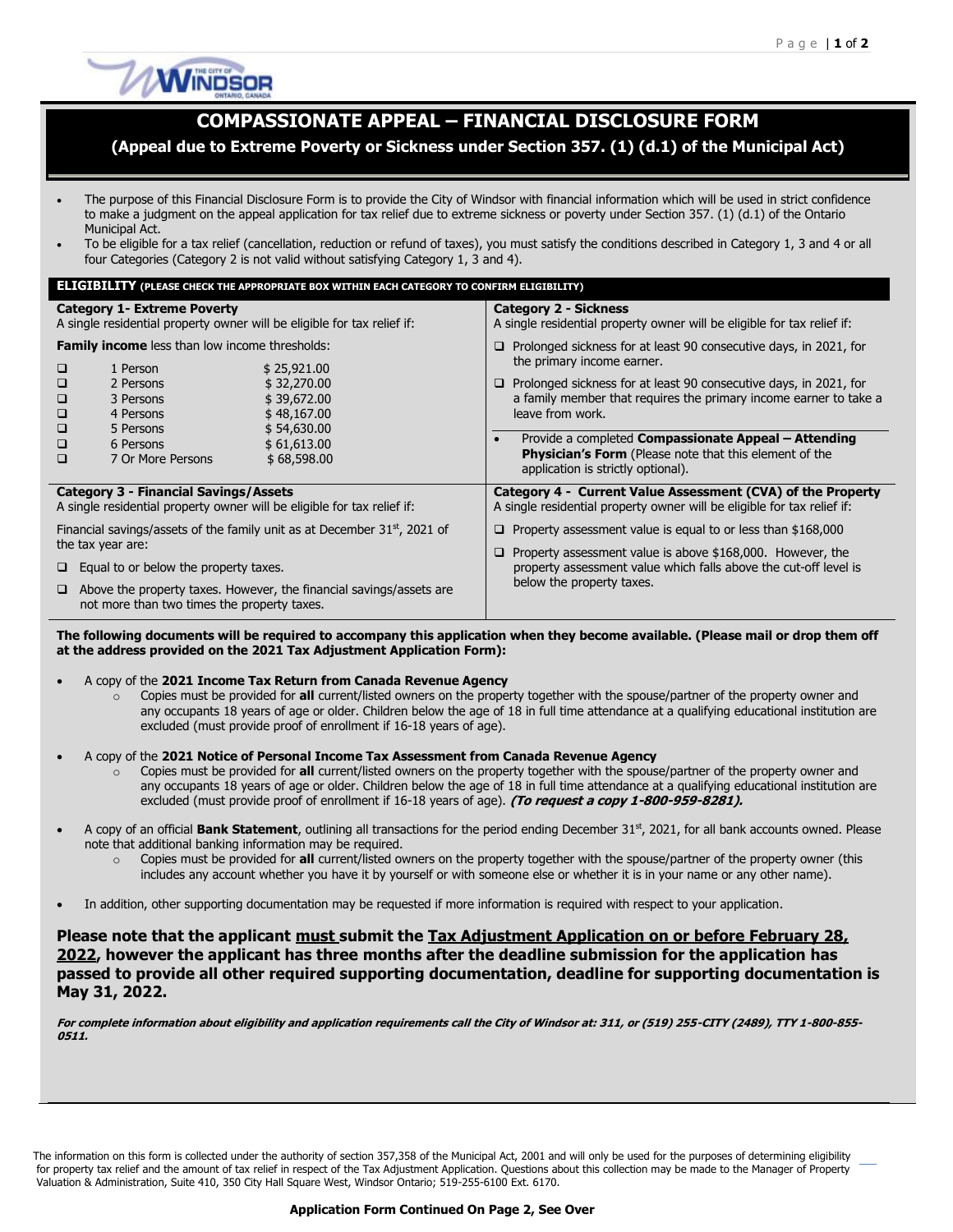# COMPASSIONATE APPEAL – FINANCIAL DISCLOSURE FORM

## (Appeal due to Extreme Poverty or Sickness under Section 357. (1) (d.1) of the Municipal Act)

- The purpose of this Financial Disclosure Form is to provide the City of Windsor with financial information which will be used in strict confidence to make a judgment on the appeal application for tax relief due to extreme sickness or poverty under Section 357. (1) (d.1) of the Ontario Municipal Act.
- To be eligible for a tax relief (cancellation, reduction or refund of taxes), you must satisfy the conditions described in Category 1, 3 and 4 or all four Categories (Category 2 is not valid without satisfying Category 1, 3 and 4).

**ELIGIBILITY (PLEASE CHECK THE APPROPRIATE BOX WITHIN EACH CATEGORY TO CONFIRM ELIGIBILITY)**

**Category 1- Extreme Poverty**
A single residential property owner will be eligible for tax relief if:

**Family income** less than low income thresholds:

| | Family Size | Threshold |
|---|---|---|
| ☐ | 1 Person | $ 25,921.00 |
| ☐ | 2 Persons | $ 32,270.00 |
| ☐ | 3 Persons | $ 39,672.00 |
| ☐ | 4 Persons | $ 48,167.00 |
| ☐ | 5 Persons | $ 54,630.00 |
| ☐ | 6 Persons | $ 61,613.00 |
| ☐ | 7 Or More Persons | $ 68,598.00 |

**Category 2 - Sickness**
A single residential property owner will be eligible for tax relief if:

- ☐ Prolonged sickness for at least 90 consecutive days, in 2021, for the primary income earner.
- ☐ Prolonged sickness for at least 90 consecutive days, in 2021, for a family member that requires the primary income earner to take a leave from work.

- Provide a completed **Compassionate Appeal – Attending Physician's Form** (Please note that this element of the application is strictly optional).

**Category 3 - Financial Savings/Assets**
A single residential property owner will be eligible for tax relief if:

Financial savings/assets of the family unit as at December 31st, 2021 of the tax year are:

- ☐ Equal to or below the property taxes.
- ☐ Above the property taxes. However, the financial savings/assets are not more than two times the property taxes.

**Category 4 - Current Value Assessment (CVA) of the Property**
A single residential property owner will be eligible for tax relief if:

- ☐ Property assessment value is equal to or less than $168,000
- ☐ Property assessment value is above $168,000. However, the property assessment value which falls above the cut-off level is below the property taxes.

**The following documents will be required to accompany this application when they become available. (Please mail or drop them off at the address provided on the 2021 Tax Adjustment Application Form):**

- A copy of the **2021 Income Tax Return from Canada Revenue Agency**
  - Copies must be provided for **all** current/listed owners on the property together with the spouse/partner of the property owner and any occupants 18 years of age or older. Children below the age of 18 in full time attendance at a qualifying educational institution are excluded (must provide proof of enrollment if 16-18 years of age).
- A copy of the **2021 Notice of Personal Income Tax Assessment from Canada Revenue Agency**
  - Copies must be provided for **all** current/listed owners on the property together with the spouse/partner of the property owner and any occupants 18 years of age or older. Children below the age of 18 in full time attendance at a qualifying educational institution are excluded (must provide proof of enrollment if 16-18 years of age). ***(To request a copy 1-800-959-8281).***
- A copy of an official **Bank Statement**, outlining all transactions for the period ending December 31st, 2021, for all bank accounts owned. Please note that additional banking information may be required.
  - Copies must be provided for **all** current/listed owners on the property together with the spouse/partner of the property owner (this includes any account whether you have it by yourself or with someone else or whether it is in your name or any other name).
- In addition, other supporting documentation may be requested if more information is required with respect to your application.

**Please note that the applicant <u>must</u> submit the <u>Tax Adjustment Application on or before February 28, 2022</u>, however the applicant has three months after the deadline submission for the application has passed to provide all other required supporting documentation, deadline for supporting documentation is May 31, 2022.**

***For complete information about eligibility and application requirements call the City of Windsor at: 311, or (519) 255-CITY (2489), TTY 1-800-855-0511.***

The information on this form is collected under the authority of section 357,358 of the Municipal Act, 2001 and will only be used for the purposes of determining eligibility for property tax relief and the amount of tax relief in respect of the Tax Adjustment Application. Questions about this collection may be made to the Manager of Property Valuation & Administration, Suite 410, 350 City Hall Square West, Windsor Ontario; 519-255-6100 Ext. 6170.

**Application Form Continued On Page 2, See Over**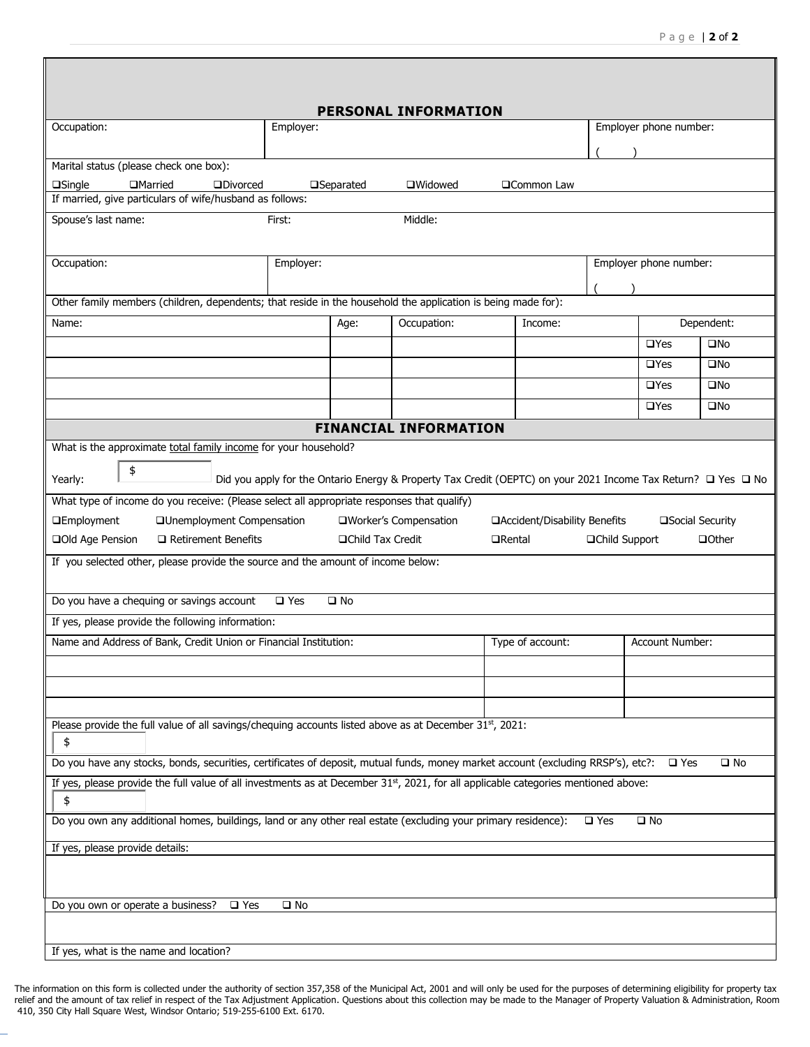## PERSONAL INFORMATION

| Occupation: | Employer: | Employer phone number: ( ) |
|---|---|---|

Marital status (please check one box):

☐Single ☐Married ☐Divorced ☐Separated ☐Widowed ☐Common Law

If married, give particulars of wife/husband as follows:

| Spouse's last name: | First: | Middle: |
|---|---|---|

| Occupation: | Employer: | Employer phone number: ( ) |
|---|---|---|

Other family members (children, dependents; that reside in the household the application is being made for):

| Name: | Age: | Occupation: | Income: | Dependent: | |
|---|---|---|---|---|---|
| | | | | ☐Yes | ☐No |
| | | | | ☐Yes | ☐No |
| | | | | ☐Yes | ☐No |
| | | | | ☐Yes | ☐No |

## FINANCIAL INFORMATION

What is the approximate total family income for your household?

Yearly: $

Did you apply for the Ontario Energy & Property Tax Credit (OEPTC) on your 2021 Income Tax Return? ☐ Yes ☐ No

What type of income do you receive: (Please select all appropriate responses that qualify)

☐Employment ☐Unemployment Compensation ☐Worker's Compensation ☐Accident/Disability Benefits ☐Social Security

☐Old Age Pension ☐ Retirement Benefits ☐Child Tax Credit ☐Rental ☐Child Support ☐Other

If you selected other, please provide the source and the amount of income below:

Do you have a chequing or savings account ☐ Yes ☐ No

If yes, please provide the following information:

| Name and Address of Bank, Credit Union or Financial Institution: | Type of account: | Account Number: |
|---|---|---|
| | | |
| | | |
| | | |

Please provide the full value of all savings/chequing accounts listed above as at December 31st, 2021:

$

Do you have any stocks, bonds, securities, certificates of deposit, mutual funds, money market account (excluding RRSP's), etc?: ☐ Yes ☐ No

If yes, please provide the full value of all investments as at December 31st, 2021, for all applicable categories mentioned above:

$

Do you own any additional homes, buildings, land or any other real estate (excluding your primary residence): ☐ Yes ☐ No

If yes, please provide details:

Do you own or operate a business? ☐ Yes ☐ No

If yes, what is the name and location?

The information on this form is collected under the authority of section 357,358 of the Municipal Act, 2001 and will only be used for the purposes of determining eligibility for property tax relief and the amount of tax relief in respect of the Tax Adjustment Application. Questions about this collection may be made to the Manager of Property Valuation & Administration, Room 410, 350 City Hall Square West, Windsor Ontario; 519-255-6100 Ext. 6170.